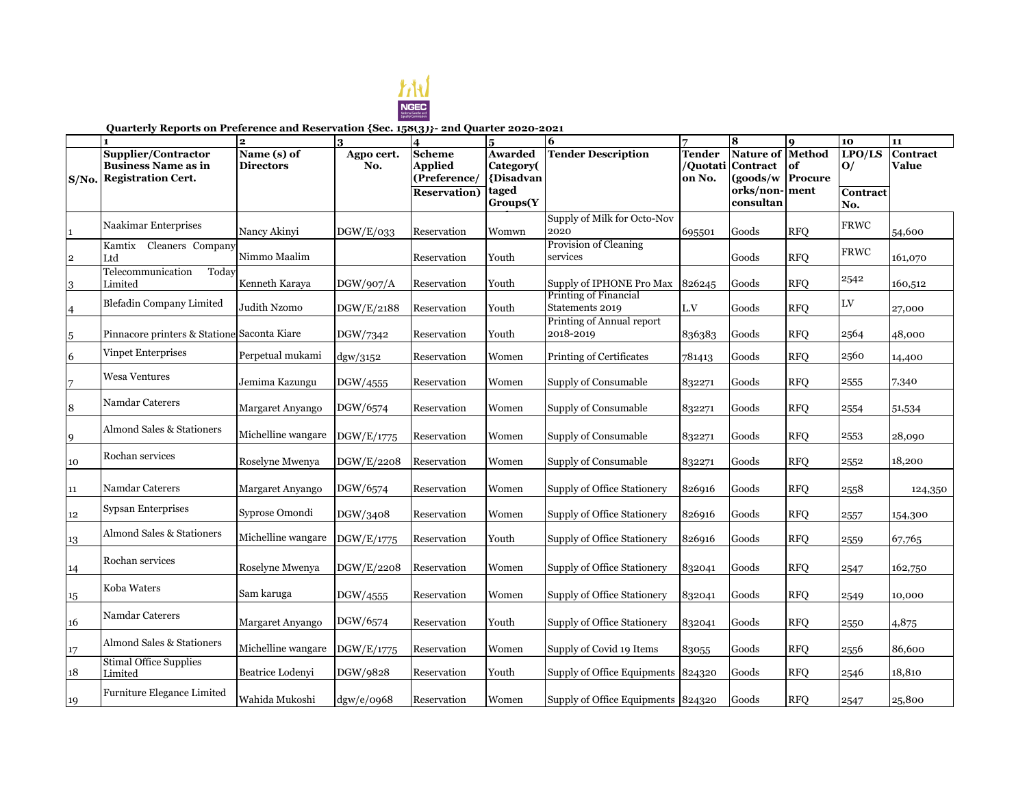Quarterly Reports on Preference and Reservation {Sec. 158(3)}- 2nd Quarter 2020-2021

| | 1 | 2 | 3 | 4 | 5 | 6 | 7 | 8 | 9 | 10 | 11 |
|---|---|---|---|---|---|---|---|---|---|---|---|
| **S/No.** | **Supplier/Contractor Business Name as in Registration Cert.** | **Name (s) of Directors** | **Agpo cert. No.** | **Scheme Applied (Preference/ Reservation)** | **Awarded Category( {Disadvantaged Groups(Y** | **Tender Description** | **Tender /Quotation No.** | **Nature of Contract (goods/works/non-consultan** | **Method of Procurement** | **LPO/LSO/ Contract No.** | **Contract Value** |
| 1 | Naakimar Enterprises | Nancy Akinyi | DGW/E/033 | Reservation | Womwn | Supply of Milk for Octo-Nov 2020 | 695501 | Goods | RFQ | FRWC | 54,600 |
| 2 | Kamtix Cleaners Company Ltd | Nimmo Maalim | | Reservation | Youth | Provision of Cleaning services | | Goods | RFQ | FRWC | 161,070 |
| 3 | Telecommunication Today Limited | Kenneth Karaya | DGW/907/A | Reservation | Youth | Supply of IPHONE Pro Max | 826245 | Goods | RFQ | 2542 | 160,512 |
| 4 | Blefadin Company Limited | Judith Nzomo | DGW/E/2188 | Reservation | Youth | Printing of Financial Statements 2019 | L.V | Goods | RFQ | LV | 27,000 |
| 5 | Pinnacore printers & Statione | Saconta Kiare | DGW/7342 | Reservation | Youth | Printing of Annual report 2018-2019 | 836383 | Goods | RFQ | 2564 | 48,000 |
| 6 | Vinpet Enterprises | Perpetual mukami | dgw/3152 | Reservation | Women | Printing of Certificates | 781413 | Goods | RFQ | 2560 | 14,400 |
| 7 | Wesa Ventures | Jemima Kazungu | DGW/4555 | Reservation | Women | Supply of Consumable | 832271 | Goods | RFQ | 2555 | 7,340 |
| 8 | Namdar Caterers | Margaret Anyango | DGW/6574 | Reservation | Women | Supply of Consumable | 832271 | Goods | RFQ | 2554 | 51,534 |
| 9 | Almond Sales & Stationers | Michelline wangare | DGW/E/1775 | Reservation | Women | Supply of Consumable | 832271 | Goods | RFQ | 2553 | 28,090 |
| 10 | Rochan services | Roselyne Mwenya | DGW/E/2208 | Reservation | Women | Supply of Consumable | 832271 | Goods | RFQ | 2552 | 18,200 |
| 11 | Namdar Caterers | Margaret Anyango | DGW/6574 | Reservation | Women | Supply of Office Stationery | 826916 | Goods | RFQ | 2558 | 124,350 |
| 12 | Sypsan Enterprises | Syprose Omondi | DGW/3408 | Reservation | Women | Supply of Office Stationery | 826916 | Goods | RFQ | 2557 | 154,300 |
| 13 | Almond Sales & Stationers | Michelline wangare | DGW/E/1775 | Reservation | Youth | Supply of Office Stationery | 826916 | Goods | RFQ | 2559 | 67,765 |
| 14 | Rochan services | Roselyne Mwenya | DGW/E/2208 | Reservation | Women | Supply of Office Stationery | 832041 | Goods | RFQ | 2547 | 162,750 |
| 15 | Koba Waters | Sam karuga | DGW/4555 | Reservation | Women | Supply of Office Stationery | 832041 | Goods | RFQ | 2549 | 10,000 |
| 16 | Namdar Caterers | Margaret Anyango | DGW/6574 | Reservation | Youth | Supply of Office Stationery | 832041 | Goods | RFQ | 2550 | 4,875 |
| 17 | Almond Sales & Stationers | Michelline wangare | DGW/E/1775 | Reservation | Women | Supply of Covid 19 Items | 83055 | Goods | RFQ | 2556 | 86,600 |
| 18 | Stimal Office Supplies Limited | Beatrice Lodenyi | DGW/9828 | Reservation | Youth | Supply of Office Equipments | 824320 | Goods | RFQ | 2546 | 18,810 |
| 19 | Furniture Elegance Limited | Wahida Mukoshi | dgw/e/0968 | Reservation | Women | Supply of Office Equipments | 824320 | Goods | RFQ | 2547 | 25,800 |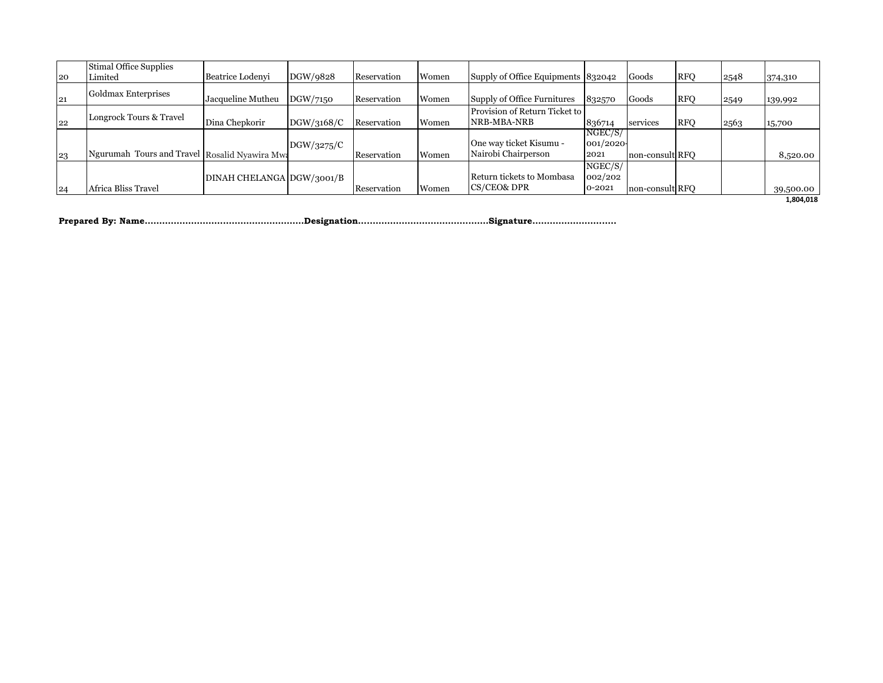| | | | | | | | | | | | |
|---|---|---|---|---|---|---|---|---|---|---|---|
| 20 | Stimal Office Supplies Limited | Beatrice Lodenyi | DGW/9828 | Reservation | Women | Supply of Office Equipments | 832042 | Goods | RFQ | 2548 | 374,310 |
| 21 | Goldmax Enterprises | Jacqueline Mutheu | DGW/7150 | Reservation | Women | Supply of Office Furnitures | 832570 | Goods | RFQ | 2549 | 139,992 |
| 22 | Longrock Tours & Travel | Dina Chepkorir | DGW/3168/C | Reservation | Women | Provision of Return Ticket to NRB-MBA-NRB | 836714 | services | RFQ | 2563 | 15,700 |
| 23 | Ngurumah Tours and Travel | Rosalid Nyawira Mwa | DGW/3275/C | Reservation | Women | One way ticket Kisumu - Nairobi Chairperson | NGEC/S/ 001/2020-2021 | non-consult | RFQ | | 8,520.00 |
| 24 | Africa Bliss Travel | DINAH CHELANGA | DGW/3001/B | Reservation | Women | Return tickets to Mombasa CS/CEO& DPR | NGEC/S/ 002/202 0-2021 | non-consult | RFQ | | 39,500.00 |
| | | | | | | | | | | | **1,804,018** |

**Prepared By: Name.......................................................Designation.............................................Signature.............................**